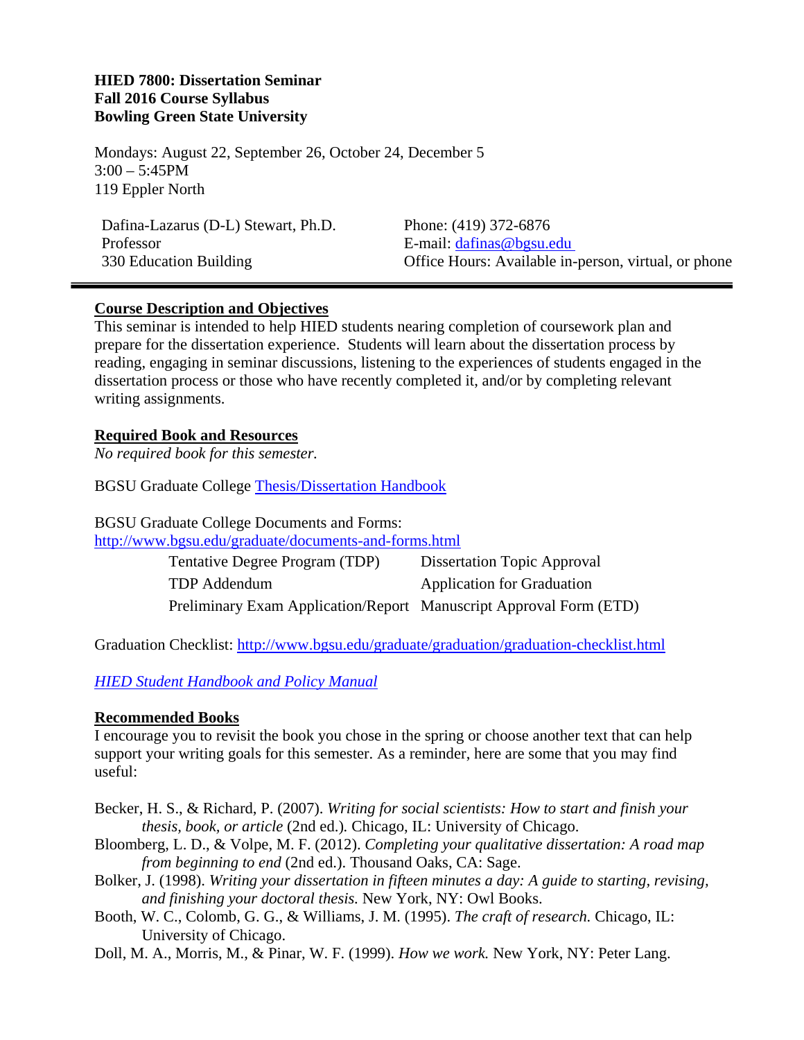**HIED 7800: Dissertation Seminar**
**Fall 2016 Course Syllabus**
**Bowling Green State University**

Mondays: August 22, September 26, October 24, December 5
3:00 – 5:45PM
119 Eppler North

| | |
|---|---|
| Dafina-Lazarus (D-L) Stewart, Ph.D. | Phone: (419) 372-6876 |
| Professor | E-mail: dafinas@bgsu.edu |
| 330 Education Building | Office Hours: Available in-person, virtual, or phone |

---

## Course Description and Objectives

This seminar is intended to help HIED students nearing completion of coursework plan and prepare for the dissertation experience. Students will learn about the dissertation process by reading, engaging in seminar discussions, listening to the experiences of students engaged in the dissertation process or those who have recently completed it, and/or by completing relevant writing assignments.

## Required Book and Resources

*No required book for this semester.*

BGSU Graduate College Thesis/Dissertation Handbook

BGSU Graduate College Documents and Forms:
http://www.bgsu.edu/graduate/documents-and-forms.html

| | |
|---|---|
| Tentative Degree Program (TDP) | Dissertation Topic Approval |
| TDP Addendum | Application for Graduation |
| Preliminary Exam Application/Report | Manuscript Approval Form (ETD) |

Graduation Checklist: http://www.bgsu.edu/graduate/graduation/graduation-checklist.html

*HIED Student Handbook and Policy Manual*

## Recommended Books

I encourage you to revisit the book you chose in the spring or choose another text that can help support your writing goals for this semester. As a reminder, here are some that you may find useful:

Becker, H. S., & Richard, P. (2007). *Writing for social scientists: How to start and finish your thesis, book, or article* (2nd ed.). Chicago, IL: University of Chicago.

Bloomberg, L. D., & Volpe, M. F. (2012). *Completing your qualitative dissertation: A road map from beginning to end* (2nd ed.). Thousand Oaks, CA: Sage.

Bolker, J. (1998). *Writing your dissertation in fifteen minutes a day: A guide to starting, revising, and finishing your doctoral thesis.* New York, NY: Owl Books.

Booth, W. C., Colomb, G. G., & Williams, J. M. (1995). *The craft of research.* Chicago, IL: University of Chicago.

Doll, M. A., Morris, M., & Pinar, W. F. (1999). *How we work.* New York, NY: Peter Lang.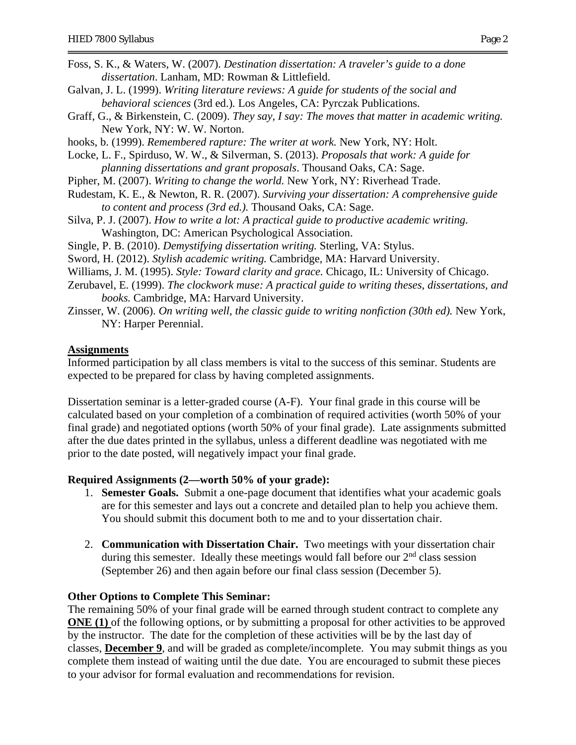Foss, S. K., & Waters, W. (2007). *Destination dissertation: A traveler's guide to a done dissertation*. Lanham, MD: Rowman & Littlefield.

Galvan, J. L. (1999). *Writing literature reviews: A guide for students of the social and behavioral sciences* (3rd ed.). Los Angeles, CA: Pyrczak Publications.

Graff, G., & Birkenstein, C. (2009). *They say, I say: The moves that matter in academic writing.* New York, NY: W. W. Norton.

hooks, b. (1999). *Remembered rapture: The writer at work.* New York, NY: Holt.

Locke, L. F., Spirduso, W. W., & Silverman, S. (2013). *Proposals that work: A guide for planning dissertations and grant proposals*. Thousand Oaks, CA: Sage.

Pipher, M. (2007). *Writing to change the world.* New York, NY: Riverhead Trade.

Rudestam, K. E., & Newton, R. R. (2007). *Surviving your dissertation: A comprehensive guide to content and process (3rd ed.).* Thousand Oaks, CA: Sage.

Silva, P. J. (2007). *How to write a lot: A practical guide to productive academic writing.* Washington, DC: American Psychological Association.

Single, P. B. (2010). *Demystifying dissertation writing.* Sterling, VA: Stylus.

Sword, H. (2012). *Stylish academic writing.* Cambridge, MA: Harvard University.

Williams, J. M. (1995). *Style: Toward clarity and grace.* Chicago, IL: University of Chicago.

Zerubavel, E. (1999). *The clockwork muse: A practical guide to writing theses, dissertations, and books.* Cambridge, MA: Harvard University.

Zinsser, W. (2006). *On writing well, the classic guide to writing nonfiction (30th ed).* New York, NY: Harper Perennial.

## Assignments

Informed participation by all class members is vital to the success of this seminar. Students are expected to be prepared for class by having completed assignments.

Dissertation seminar is a letter-graded course (A-F). Your final grade in this course will be calculated based on your completion of a combination of required activities (worth 50% of your final grade) and negotiated options (worth 50% of your final grade). Late assignments submitted after the due dates printed in the syllabus, unless a different deadline was negotiated with me prior to the date posted, will negatively impact your final grade.

### Required Assignments (2—worth 50% of your grade):

1. **Semester Goals.** Submit a one-page document that identifies what your academic goals are for this semester and lays out a concrete and detailed plan to help you achieve them. You should submit this document both to me and to your dissertation chair.

2. **Communication with Dissertation Chair.** Two meetings with your dissertation chair during this semester. Ideally these meetings would fall before our 2nd class session (September 26) and then again before our final class session (December 5).

### Other Options to Complete This Seminar:

The remaining 50% of your final grade will be earned through student contract to complete any **ONE (1)** of the following options, or by submitting a proposal for other activities to be approved by the instructor. The date for the completion of these activities will be by the last day of classes, **December 9**, and will be graded as complete/incomplete. You may submit things as you complete them instead of waiting until the due date. You are encouraged to submit these pieces to your advisor for formal evaluation and recommendations for revision.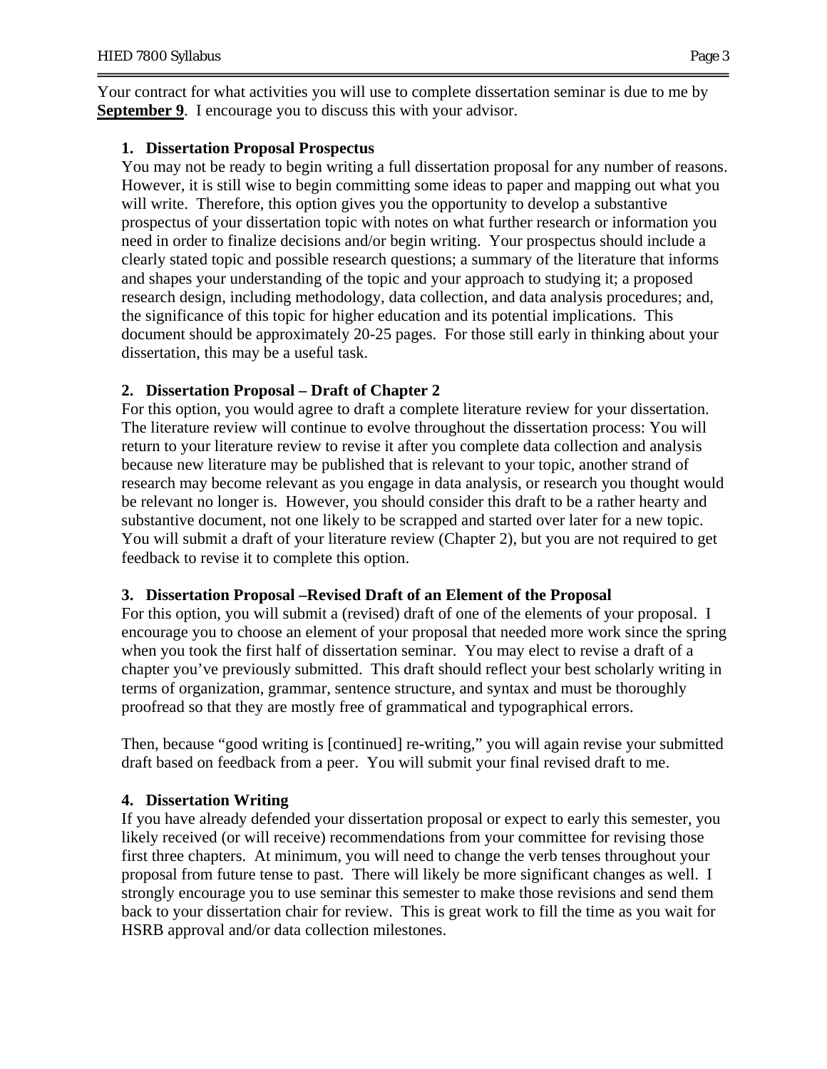Your contract for what activities you will use to complete dissertation seminar is due to me by **September 9**. I encourage you to discuss this with your advisor.

1. **Dissertation Proposal Prospectus**

   You may not be ready to begin writing a full dissertation proposal for any number of reasons. However, it is still wise to begin committing some ideas to paper and mapping out what you will write. Therefore, this option gives you the opportunity to develop a substantive prospectus of your dissertation topic with notes on what further research or information you need in order to finalize decisions and/or begin writing. Your prospectus should include a clearly stated topic and possible research questions; a summary of the literature that informs and shapes your understanding of the topic and your approach to studying it; a proposed research design, including methodology, data collection, and data analysis procedures; and, the significance of this topic for higher education and its potential implications. This document should be approximately 20-25 pages. For those still early in thinking about your dissertation, this may be a useful task.

2. **Dissertation Proposal – Draft of Chapter 2**

   For this option, you would agree to draft a complete literature review for your dissertation. The literature review will continue to evolve throughout the dissertation process: You will return to your literature review to revise it after you complete data collection and analysis because new literature may be published that is relevant to your topic, another strand of research may become relevant as you engage in data analysis, or research you thought would be relevant no longer is. However, you should consider this draft to be a rather hearty and substantive document, not one likely to be scrapped and started over later for a new topic. You will submit a draft of your literature review (Chapter 2), but you are not required to get feedback to revise it to complete this option.

3. **Dissertation Proposal –Revised Draft of an Element of the Proposal**

   For this option, you will submit a (revised) draft of one of the elements of your proposal. I encourage you to choose an element of your proposal that needed more work since the spring when you took the first half of dissertation seminar. You may elect to revise a draft of a chapter you've previously submitted. This draft should reflect your best scholarly writing in terms of organization, grammar, sentence structure, and syntax and must be thoroughly proofread so that they are mostly free of grammatical and typographical errors.

   Then, because "good writing is [continued] re-writing," you will again revise your submitted draft based on feedback from a peer. You will submit your final revised draft to me.

4. **Dissertation Writing**

   If you have already defended your dissertation proposal or expect to early this semester, you likely received (or will receive) recommendations from your committee for revising those first three chapters. At minimum, you will need to change the verb tenses throughout your proposal from future tense to past. There will likely be more significant changes as well. I strongly encourage you to use seminar this semester to make those revisions and send them back to your dissertation chair for review. This is great work to fill the time as you wait for HSRB approval and/or data collection milestones.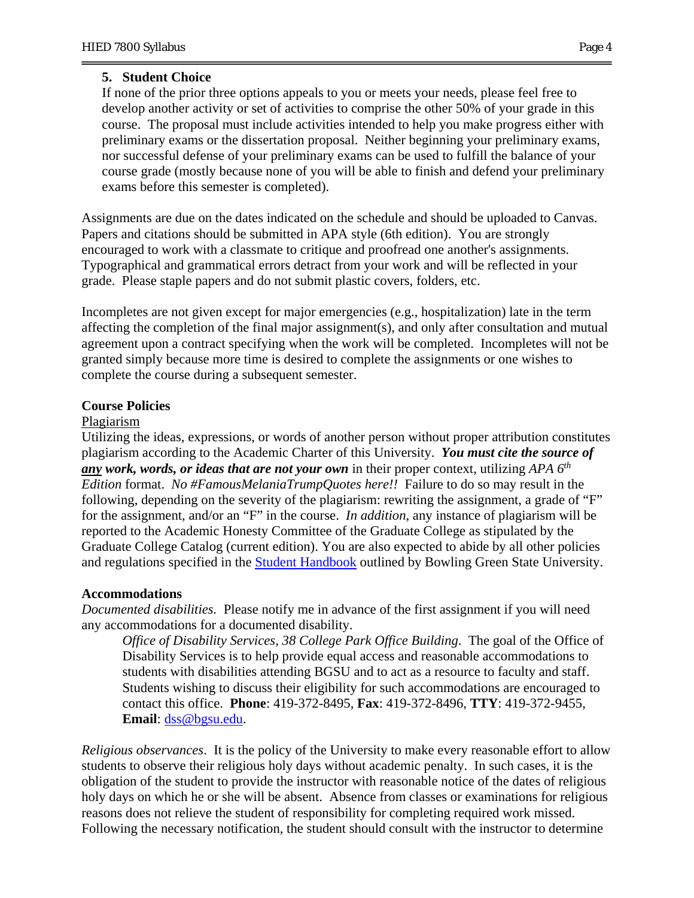5. **Student Choice**

   If none of the prior three options appeals to you or meets your needs, please feel free to develop another activity or set of activities to comprise the other 50% of your grade in this course. The proposal must include activities intended to help you make progress either with preliminary exams or the dissertation proposal. Neither beginning your preliminary exams, nor successful defense of your preliminary exams can be used to fulfill the balance of your course grade (mostly because none of you will be able to finish and defend your preliminary exams before this semester is completed).

Assignments are due on the dates indicated on the schedule and should be uploaded to Canvas. Papers and citations should be submitted in APA style (6th edition). You are strongly encouraged to work with a classmate to critique and proofread one another's assignments. Typographical and grammatical errors detract from your work and will be reflected in your grade. Please staple papers and do not submit plastic covers, folders, etc.

Incompletes are not given except for major emergencies (e.g., hospitalization) late in the term affecting the completion of the final major assignment(s), and only after consultation and mutual agreement upon a contract specifying when the work will be completed. Incompletes will not be granted simply because more time is desired to complete the assignments or one wishes to complete the course during a subsequent semester.

**Course Policies**

Plagiarism

Utilizing the ideas, expressions, or words of another person without proper attribution constitutes plagiarism according to the Academic Charter of this University. ***You must cite the source of any work, words, or ideas that are not your own*** in their proper context, utilizing *APA 6th Edition* format. *No #FamousMelaniaTrumpQuotes here!!* Failure to do so may result in the following, depending on the severity of the plagiarism: rewriting the assignment, a grade of "F" for the assignment, and/or an "F" in the course. *In addition,* any instance of plagiarism will be reported to the Academic Honesty Committee of the Graduate College as stipulated by the Graduate College Catalog (current edition). You are also expected to abide by all other policies and regulations specified in the Student Handbook outlined by Bowling Green State University.

**Accommodations**

*Documented disabilities.* Please notify me in advance of the first assignment if you will need any accommodations for a documented disability.

> *Office of Disability Services, 38 College Park Office Building.* The goal of the Office of Disability Services is to help provide equal access and reasonable accommodations to students with disabilities attending BGSU and to act as a resource to faculty and staff. Students wishing to discuss their eligibility for such accommodations are encouraged to contact this office. **Phone**: 419-372-8495, **Fax**: 419-372-8496, **TTY**: 419-372-9455, **Email**: dss@bgsu.edu.

*Religious observances*. It is the policy of the University to make every reasonable effort to allow students to observe their religious holy days without academic penalty. In such cases, it is the obligation of the student to provide the instructor with reasonable notice of the dates of religious holy days on which he or she will be absent. Absence from classes or examinations for religious reasons does not relieve the student of responsibility for completing required work missed. Following the necessary notification, the student should consult with the instructor to determine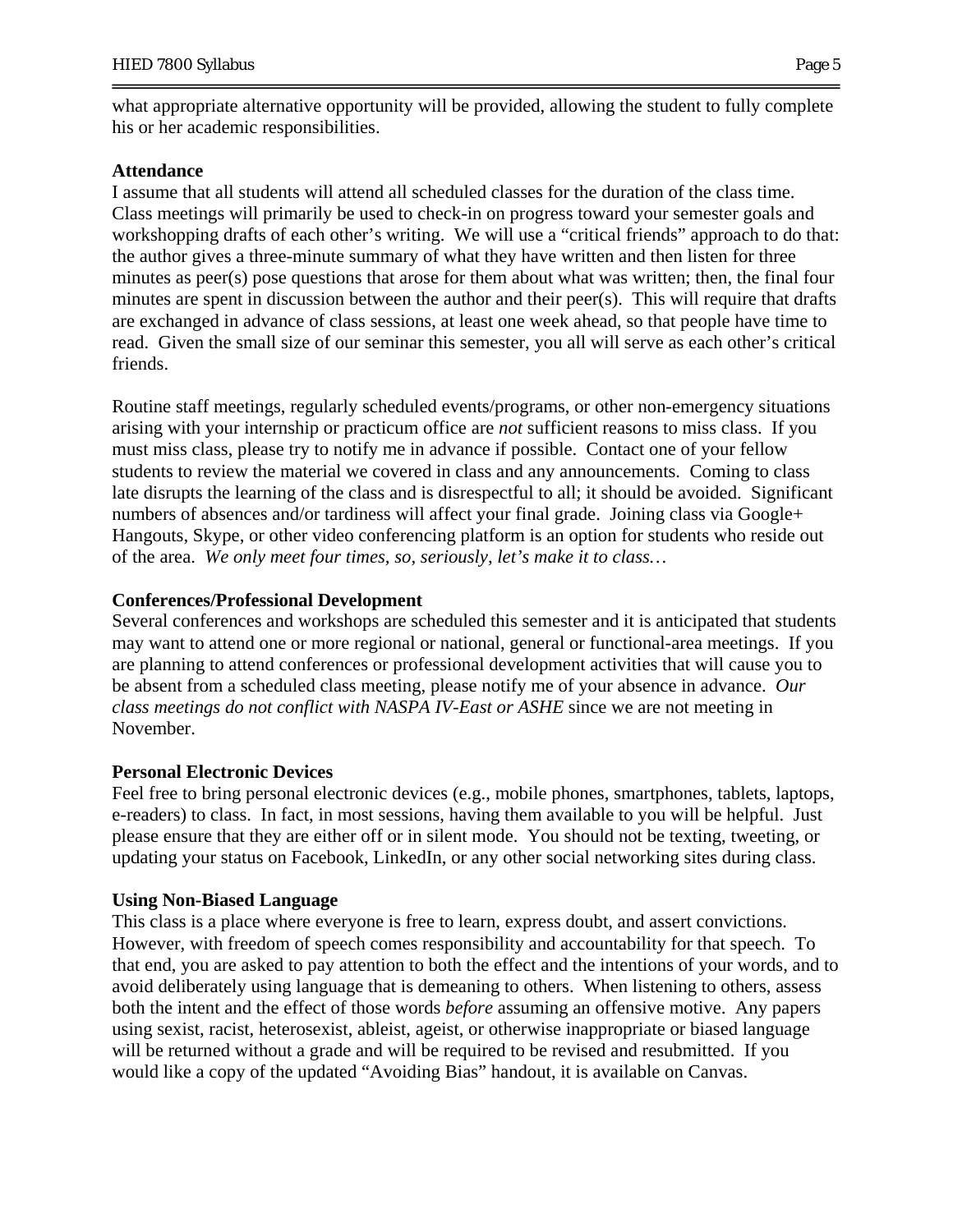what appropriate alternative opportunity will be provided, allowing the student to fully complete his or her academic responsibilities.

**Attendance**

I assume that all students will attend all scheduled classes for the duration of the class time. Class meetings will primarily be used to check-in on progress toward your semester goals and workshopping drafts of each other's writing. We will use a "critical friends" approach to do that: the author gives a three-minute summary of what they have written and then listen for three minutes as peer(s) pose questions that arose for them about what was written; then, the final four minutes are spent in discussion between the author and their peer(s). This will require that drafts are exchanged in advance of class sessions, at least one week ahead, so that people have time to read. Given the small size of our seminar this semester, you all will serve as each other's critical friends.

Routine staff meetings, regularly scheduled events/programs, or other non-emergency situations arising with your internship or practicum office are *not* sufficient reasons to miss class. If you must miss class, please try to notify me in advance if possible. Contact one of your fellow students to review the material we covered in class and any announcements. Coming to class late disrupts the learning of the class and is disrespectful to all; it should be avoided. Significant numbers of absences and/or tardiness will affect your final grade. Joining class via Google+ Hangouts, Skype, or other video conferencing platform is an option for students who reside out of the area. *We only meet four times, so, seriously, let's make it to class…*

**Conferences/Professional Development**

Several conferences and workshops are scheduled this semester and it is anticipated that students may want to attend one or more regional or national, general or functional-area meetings. If you are planning to attend conferences or professional development activities that will cause you to be absent from a scheduled class meeting, please notify me of your absence in advance. *Our class meetings do not conflict with NASPA IV-East or ASHE* since we are not meeting in November.

**Personal Electronic Devices**

Feel free to bring personal electronic devices (e.g., mobile phones, smartphones, tablets, laptops, e-readers) to class. In fact, in most sessions, having them available to you will be helpful. Just please ensure that they are either off or in silent mode. You should not be texting, tweeting, or updating your status on Facebook, LinkedIn, or any other social networking sites during class.

**Using Non-Biased Language**

This class is a place where everyone is free to learn, express doubt, and assert convictions. However, with freedom of speech comes responsibility and accountability for that speech. To that end, you are asked to pay attention to both the effect and the intentions of your words, and to avoid deliberately using language that is demeaning to others. When listening to others, assess both the intent and the effect of those words *before* assuming an offensive motive. Any papers using sexist, racist, heterosexist, ableist, ageist, or otherwise inappropriate or biased language will be returned without a grade and will be required to be revised and resubmitted. If you would like a copy of the updated "Avoiding Bias" handout, it is available on Canvas.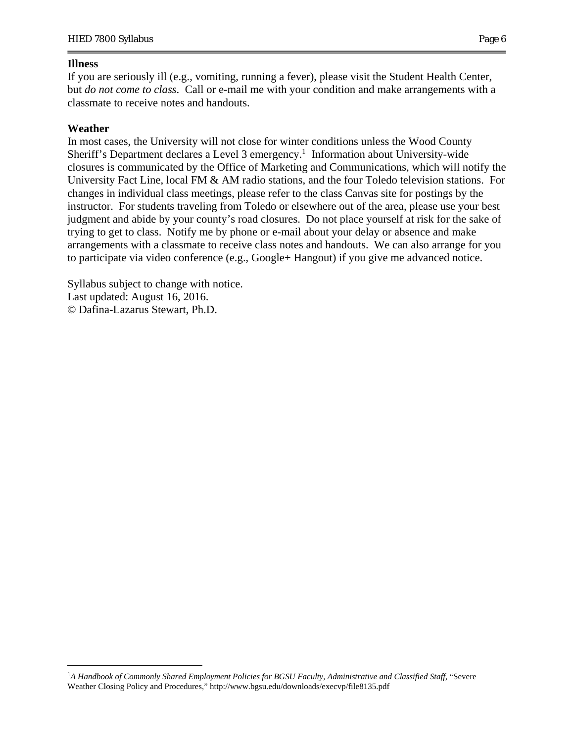**Illness**

If you are seriously ill (e.g., vomiting, running a fever), please visit the Student Health Center, but *do not come to class*. Call or e-mail me with your condition and make arrangements with a classmate to receive notes and handouts.

**Weather**

In most cases, the University will not close for winter conditions unless the Wood County Sheriff's Department declares a Level 3 emergency.[1] Information about University-wide closures is communicated by the Office of Marketing and Communications, which will notify the University Fact Line, local FM & AM radio stations, and the four Toledo television stations. For changes in individual class meetings, please refer to the class Canvas site for postings by the instructor. For students traveling from Toledo or elsewhere out of the area, please use your best judgment and abide by your county's road closures. Do not place yourself at risk for the sake of trying to get to class. Notify me by phone or e-mail about your delay or absence and make arrangements with a classmate to receive class notes and handouts. We can also arrange for you to participate via video conference (e.g., Google+ Hangout) if you give me advanced notice.

Syllabus subject to change with notice.
Last updated: August 16, 2016.
© Dafina-Lazarus Stewart, Ph.D.

---

[1]*A Handbook of Commonly Shared Employment Policies for BGSU Faculty, Administrative and Classified Staff*, "Severe Weather Closing Policy and Procedures," http://www.bgsu.edu/downloads/execvp/file8135.pdf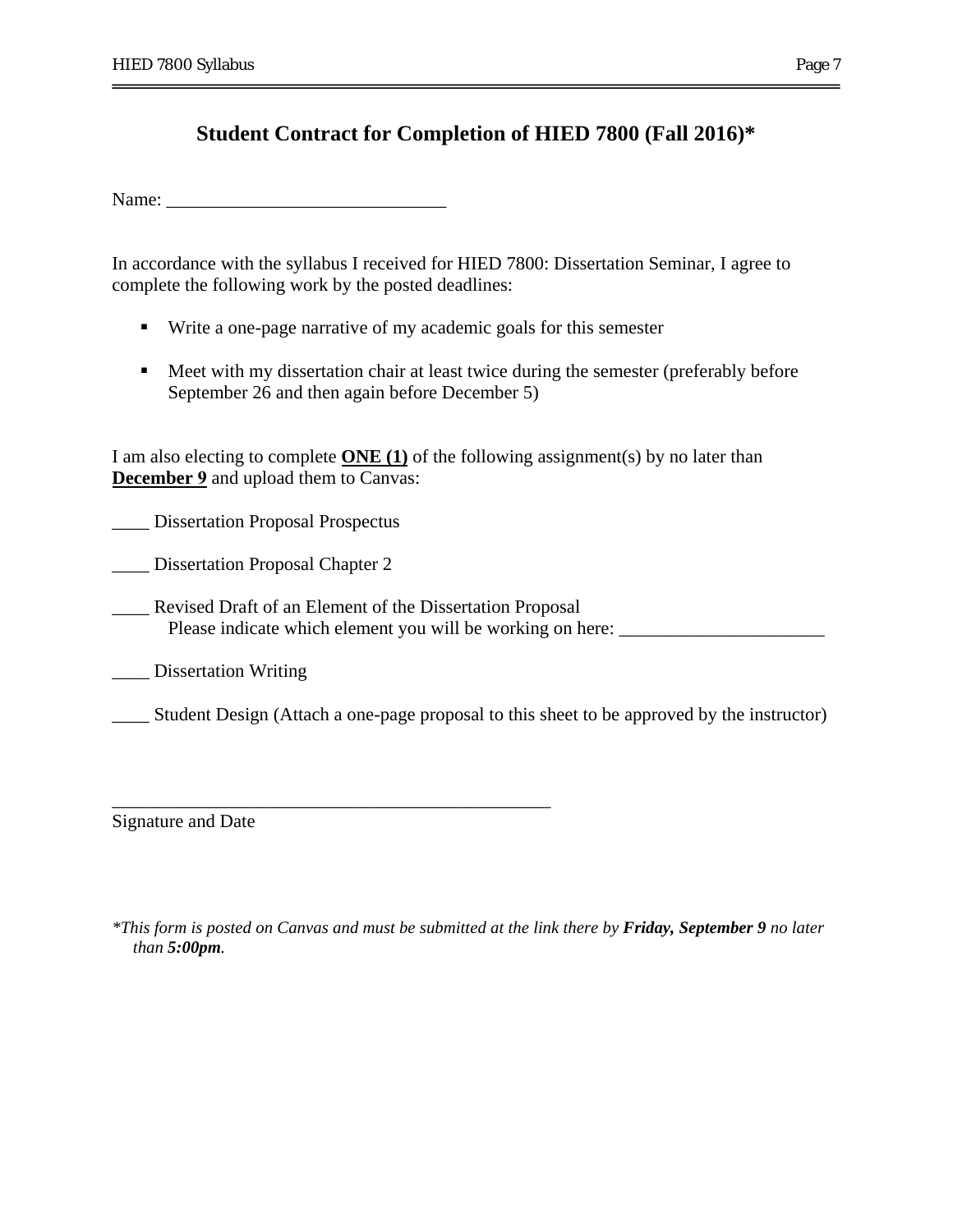# Student Contract for Completion of HIED 7800 (Fall 2016)*

Name: ______________________________

In accordance with the syllabus I received for HIED 7800: Dissertation Seminar, I agree to complete the following work by the posted deadlines:

- Write a one-page narrative of my academic goals for this semester
- Meet with my dissertation chair at least twice during the semester (preferably before September 26 and then again before December 5)

I am also electing to complete **ONE (1)** of the following assignment(s) by no later than **December 9** and upload them to Canvas:

____ Dissertation Proposal Prospectus

____ Dissertation Proposal Chapter 2

____ Revised Draft of an Element of the Dissertation Proposal
    Please indicate which element you will be working on here: ______________________

____ Dissertation Writing

____ Student Design (Attach a one-page proposal to this sheet to be approved by the instructor)

_________________________________________________
Signature and Date

*\*This form is posted on Canvas and must be submitted at the link there by **Friday, September 9** no later than **5:00pm**.*